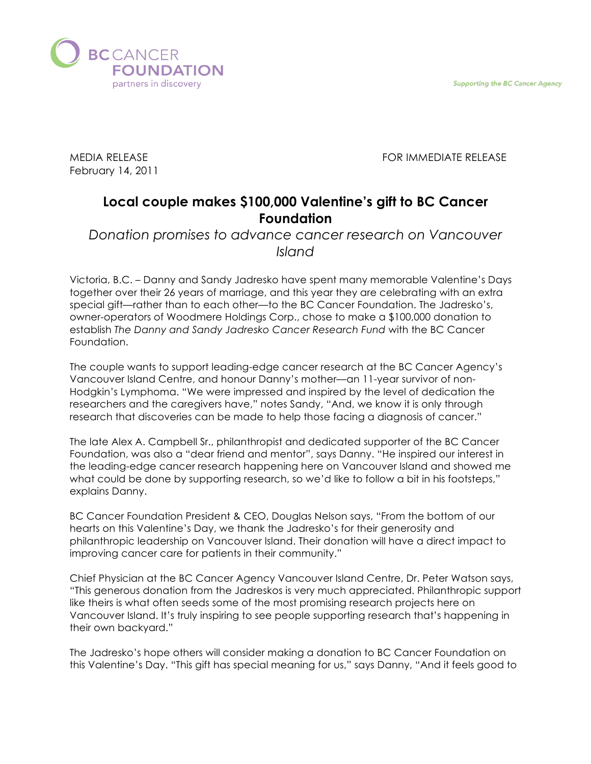BC CANCER FOUNDATION
partners in discovery

Supporting the BC Cancer Agency

MEDIA RELEASE
February 14, 2011

FOR IMMEDIATE RELEASE

# Local couple makes $100,000 Valentine's gift to BC Cancer Foundation

*Donation promises to advance cancer research on Vancouver Island*

Victoria, B.C. – Danny and Sandy Jadresko have spent many memorable Valentine's Days together over their 26 years of marriage, and this year they are celebrating with an extra special gift—rather than to each other—to the BC Cancer Foundation. The Jadresko's, owner-operators of Woodmere Holdings Corp., chose to make a $100,000 donation to establish *The Danny and Sandy Jadresko Cancer Research Fund* with the BC Cancer Foundation.

The couple wants to support leading-edge cancer research at the BC Cancer Agency's Vancouver Island Centre, and honour Danny's mother—an 11-year survivor of non-Hodgkin's Lymphoma. "We were impressed and inspired by the level of dedication the researchers and the caregivers have," notes Sandy, "And, we know it is only through research that discoveries can be made to help those facing a diagnosis of cancer."

The late Alex A. Campbell Sr., philanthropist and dedicated supporter of the BC Cancer Foundation, was also a "dear friend and mentor", says Danny. "He inspired our interest in the leading-edge cancer research happening here on Vancouver Island and showed me what could be done by supporting research, so we'd like to follow a bit in his footsteps," explains Danny.

BC Cancer Foundation President & CEO, Douglas Nelson says, "From the bottom of our hearts on this Valentine's Day, we thank the Jadresko's for their generosity and philanthropic leadership on Vancouver Island. Their donation will have a direct impact to improving cancer care for patients in their community."

Chief Physician at the BC Cancer Agency Vancouver Island Centre, Dr. Peter Watson says, "This generous donation from the Jadreskos is very much appreciated. Philanthropic support like theirs is what often seeds some of the most promising research projects here on Vancouver Island. It's truly inspiring to see people supporting research that's happening in their own backyard."

The Jadresko's hope others will consider making a donation to BC Cancer Foundation on this Valentine's Day. "This gift has special meaning for us," says Danny, "And it feels good to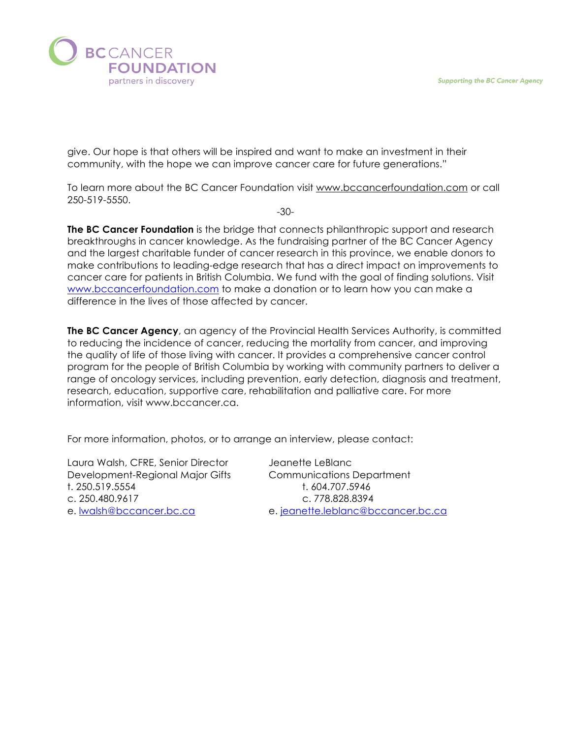give. Our hope is that others will be inspired and want to make an investment in their community, with the hope we can improve cancer care for future generations."

To learn more about the BC Cancer Foundation visit www.bccancerfoundation.com or call 250-519-5550.

-30-

**The BC Cancer Foundation** is the bridge that connects philanthropic support and research breakthroughs in cancer knowledge. As the fundraising partner of the BC Cancer Agency and the largest charitable funder of cancer research in this province, we enable donors to make contributions to leading-edge research that has a direct impact on improvements to cancer care for patients in British Columbia. We fund with the goal of finding solutions. Visit www.bccancerfoundation.com to make a donation or to learn how you can make a difference in the lives of those affected by cancer.

**The BC Cancer Agency**, an agency of the Provincial Health Services Authority, is committed to reducing the incidence of cancer, reducing the mortality from cancer, and improving the quality of life of those living with cancer. It provides a comprehensive cancer control program for the people of British Columbia by working with community partners to deliver a range of oncology services, including prevention, early detection, diagnosis and treatment, research, education, supportive care, rehabilitation and palliative care. For more information, visit www.bccancer.ca.

For more information, photos, or to arrange an interview, please contact:

Laura Walsh, CFRE, Senior Director
Development-Regional Major Gifts
t. 250.519.5554
c. 250.480.9617
e. lwalsh@bccancer.bc.ca

Jeanette LeBlanc
Communications Department
t. 604.707.5946
c. 778.828.8394
e. jeanette.leblanc@bccancer.bc.ca